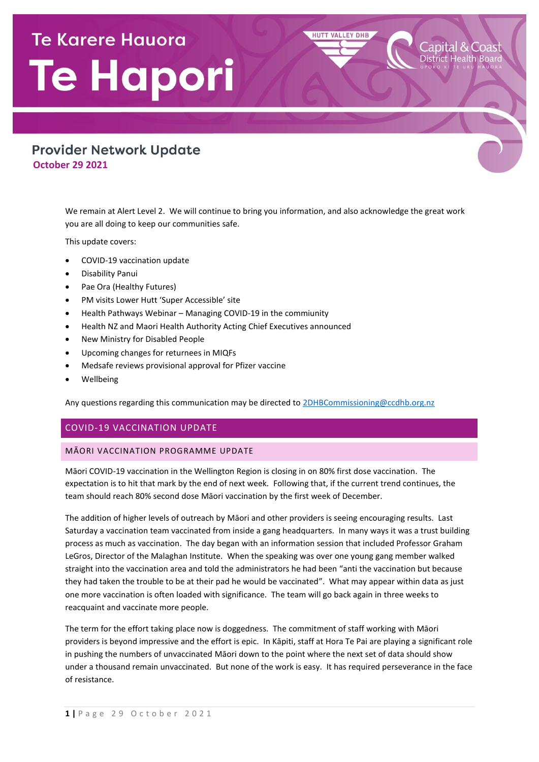# Te Karere Hauora Te Hapori

HUTT VALLEY DHB

Capital & Coast District Health Board
UPOKO KI TE URU HAUORA

## Provider Network Update

**October 29 2021**

We remain at Alert Level 2. We will continue to bring you information, and also acknowledge the great work you are all doing to keep our communities safe.

This update covers:

- COVID-19 vaccination update
- Disability Panui
- Pae Ora (Healthy Futures)
- PM visits Lower Hutt 'Super Accessible' site
- Health Pathways Webinar – Managing COVID-19 in the commiunity
- Health NZ and Maori Health Authority Acting Chief Executives announced
- New Ministry for Disabled People
- Upcoming changes for returnees in MIQFs
- Medsafe reviews provisional approval for Pfizer vaccine
- Wellbeing

Any questions regarding this communication may be directed to 2DHBCommissioning@ccdhb.org.nz

## COVID-19 VACCINATION UPDATE

### MĀORI VACCINATION PROGRAMME UPDATE

Māori COVID-19 vaccination in the Wellington Region is closing in on 80% first dose vaccination. The expectation is to hit that mark by the end of next week. Following that, if the current trend continues, the team should reach 80% second dose Māori vaccination by the first week of December.

The addition of higher levels of outreach by Māori and other providers is seeing encouraging results. Last Saturday a vaccination team vaccinated from inside a gang headquarters. In many ways it was a trust building process as much as vaccination. The day began with an information session that included Professor Graham LeGros, Director of the Malaghan Institute. When the speaking was over one young gang member walked straight into the vaccination area and told the administrators he had been "anti the vaccination but because they had taken the trouble to be at their pad he would be vaccinated". What may appear within data as just one more vaccination is often loaded with significance. The team will go back again in three weeks to reacquaint and vaccinate more people.

The term for the effort taking place now is doggedness. The commitment of staff working with Māori providers is beyond impressive and the effort is epic. In Kāpiti, staff at Hora Te Pai are playing a significant role in pushing the numbers of unvaccinated Māori down to the point where the next set of data should show under a thousand remain unvaccinated. But none of the work is easy. It has required perseverance in the face of resistance.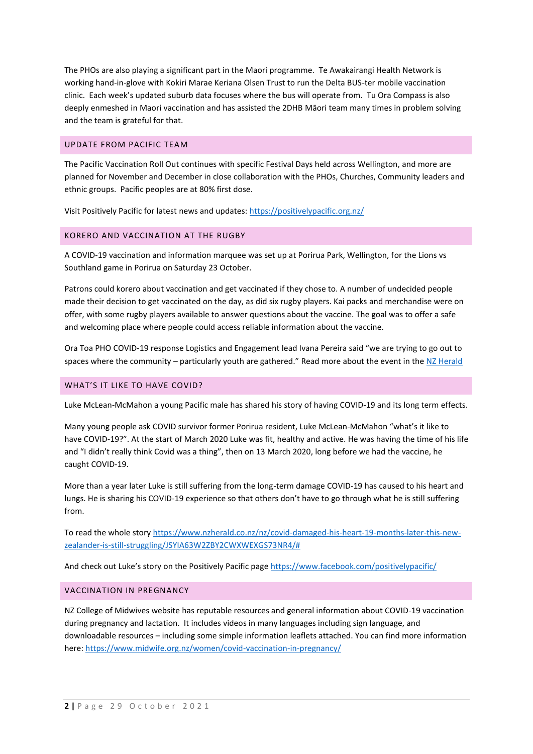The PHOs are also playing a significant part in the Maori programme. Te Awakairangi Health Network is working hand-in-glove with Kokiri Marae Keriana Olsen Trust to run the Delta BUS-ter mobile vaccination clinic. Each week's updated suburb data focuses where the bus will operate from. Tu Ora Compass is also deeply enmeshed in Maori vaccination and has assisted the 2DHB Māori team many times in problem solving and the team is grateful for that.

## UPDATE FROM PACIFIC TEAM

The Pacific Vaccination Roll Out continues with specific Festival Days held across Wellington, and more are planned for November and December in close collaboration with the PHOs, Churches, Community leaders and ethnic groups. Pacific peoples are at 80% first dose.

Visit Positively Pacific for latest news and updates: https://positivelypacific.org.nz/

## KORERO AND VACCINATION AT THE RUGBY

A COVID-19 vaccination and information marquee was set up at Porirua Park, Wellington, for the Lions vs Southland game in Porirua on Saturday 23 October.

Patrons could korero about vaccination and get vaccinated if they chose to. A number of undecided people made their decision to get vaccinated on the day, as did six rugby players. Kai packs and merchandise were on offer, with some rugby players available to answer questions about the vaccine. The goal was to offer a safe and welcoming place where people could access reliable information about the vaccine.

Ora Toa PHO COVID-19 response Logistics and Engagement lead Ivana Pereira said "we are trying to go out to spaces where the community – particularly youth are gathered." Read more about the event in the NZ Herald

## WHAT'S IT LIKE TO HAVE COVID?

Luke McLean-McMahon a young Pacific male has shared his story of having COVID-19 and its long term effects.

Many young people ask COVID survivor former Porirua resident, Luke McLean-McMahon "what's it like to have COVID-19?". At the start of March 2020 Luke was fit, healthy and active. He was having the time of his life and "I didn't really think Covid was a thing", then on 13 March 2020, long before we had the vaccine, he caught COVID-19.

More than a year later Luke is still suffering from the long-term damage COVID-19 has caused to his heart and lungs. He is sharing his COVID-19 experience so that others don't have to go through what he is still suffering from.

To read the whole story https://www.nzherald.co.nz/nz/covid-damaged-his-heart-19-months-later-this-new-zealander-is-still-struggling/JSYIA63W2ZBY2CWXWEXGS73NR4/#

And check out Luke's story on the Positively Pacific page https://www.facebook.com/positivelypacific/

## VACCINATION IN PREGNANCY

NZ College of Midwives website has reputable resources and general information about COVID-19 vaccination during pregnancy and lactation. It includes videos in many languages including sign language, and downloadable resources – including some simple information leaflets attached. You can find more information here: https://www.midwife.org.nz/women/covid-vaccination-in-pregnancy/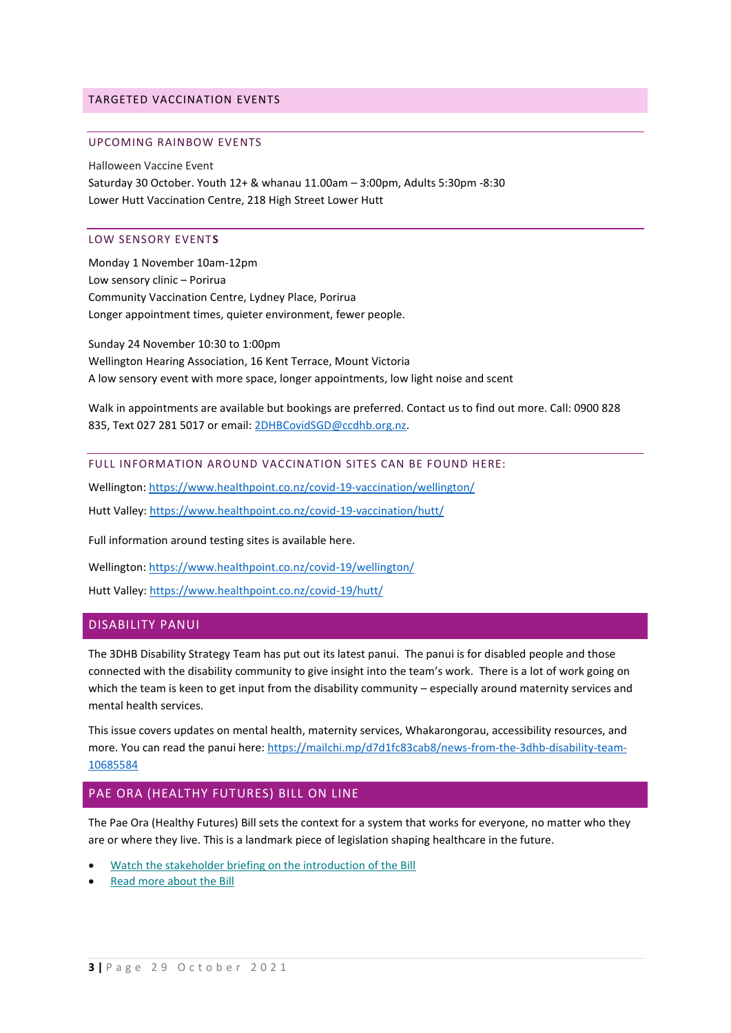## TARGETED VACCINATION EVENTS

### UPCOMING RAINBOW EVENTS

Halloween Vaccine Event
Saturday 30 October. Youth 12+ & whanau 11.00am – 3:00pm, Adults 5:30pm -8:30
Lower Hutt Vaccination Centre, 218 High Street Lower Hutt

### LOW SENSORY EVENTS

Monday 1 November 10am-12pm
Low sensory clinic – Porirua
Community Vaccination Centre, Lydney Place, Porirua
Longer appointment times, quieter environment, fewer people.

Sunday 24 November 10:30 to 1:00pm
Wellington Hearing Association, 16 Kent Terrace, Mount Victoria
A low sensory event with more space, longer appointments, low light noise and scent

Walk in appointments are available but bookings are preferred. Contact us to find out more. Call: 0900 828 835, Text 027 281 5017 or email: 2DHBCovidSGD@ccdhb.org.nz.

### FULL INFORMATION AROUND VACCINATION SITES CAN BE FOUND HERE:

Wellington: https://www.healthpoint.co.nz/covid-19-vaccination/wellington/

Hutt Valley: https://www.healthpoint.co.nz/covid-19-vaccination/hutt/

Full information around testing sites is available here.

Wellington: https://www.healthpoint.co.nz/covid-19/wellington/

Hutt Valley: https://www.healthpoint.co.nz/covid-19/hutt/

## DISABILITY PANUI

The 3DHB Disability Strategy Team has put out its latest panui. The panui is for disabled people and those connected with the disability community to give insight into the team's work. There is a lot of work going on which the team is keen to get input from the disability community – especially around maternity services and mental health services.

This issue covers updates on mental health, maternity services, Whakarongorau, accessibility resources, and more. You can read the panui here: https://mailchi.mp/d7d1fc83cab8/news-from-the-3dhb-disability-team-10685584

## PAE ORA (HEALTHY FUTURES) BILL ON LINE

The Pae Ora (Healthy Futures) Bill sets the context for a system that works for everyone, no matter who they are or where they live. This is a landmark piece of legislation shaping healthcare in the future.

- Watch the stakeholder briefing on the introduction of the Bill
- Read more about the Bill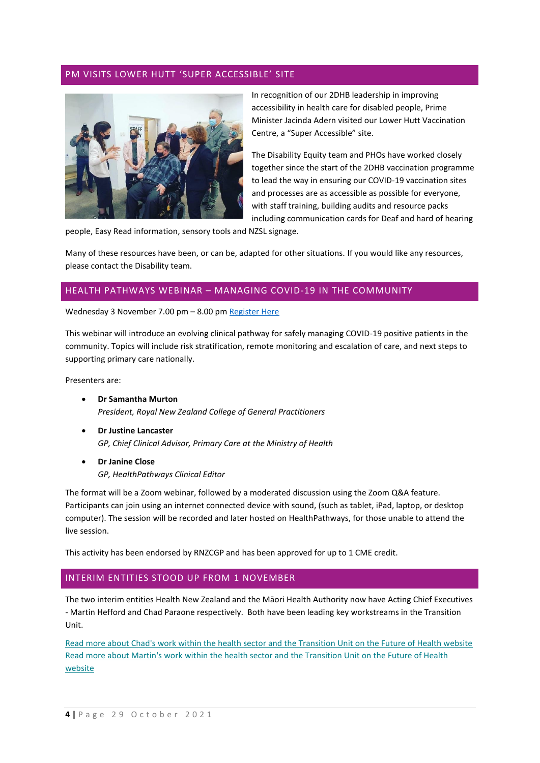## PM VISITS LOWER HUTT 'SUPER ACCESSIBLE' SITE

In recognition of our 2DHB leadership in improving accessibility in health care for disabled people, Prime Minister Jacinda Adern visited our Lower Hutt Vaccination Centre, a "Super Accessible" site.

The Disability Equity team and PHOs have worked closely together since the start of the 2DHB vaccination programme to lead the way in ensuring our COVID-19 vaccination sites and processes are as accessible as possible for everyone, with staff training, building audits and resource packs including communication cards for Deaf and hard of hearing people, Easy Read information, sensory tools and NZSL signage.

Many of these resources have been, or can be, adapted for other situations. If you would like any resources, please contact the Disability team.

## HEALTH PATHWAYS WEBINAR – MANAGING COVID-19 IN THE COMMUNITY

Wednesday 3 November 7.00 pm – 8.00 pm Register Here

This webinar will introduce an evolving clinical pathway for safely managing COVID-19 positive patients in the community. Topics will include risk stratification, remote monitoring and escalation of care, and next steps to supporting primary care nationally.

Presenters are:

- **Dr Samantha Murton**
  *President, Royal New Zealand College of General Practitioners*
- **Dr Justine Lancaster**
  *GP, Chief Clinical Advisor, Primary Care at the Ministry of Health*
- **Dr Janine Close**
  *GP, HealthPathways Clinical Editor*

The format will be a Zoom webinar, followed by a moderated discussion using the Zoom Q&A feature. Participants can join using an internet connected device with sound, (such as tablet, iPad, laptop, or desktop computer). The session will be recorded and later hosted on HealthPathways, for those unable to attend the live session.

This activity has been endorsed by RNZCGP and has been approved for up to 1 CME credit.

## INTERIM ENTITIES STOOD UP FROM 1 NOVEMBER

The two interim entities Health New Zealand and the Māori Health Authority now have Acting Chief Executives - Martin Hefford and Chad Paraone respectively. Both have been leading key workstreams in the Transition Unit.

Read more about Chad's work within the health sector and the Transition Unit on the Future of Health website
Read more about Martin's work within the health sector and the Transition Unit on the Future of Health website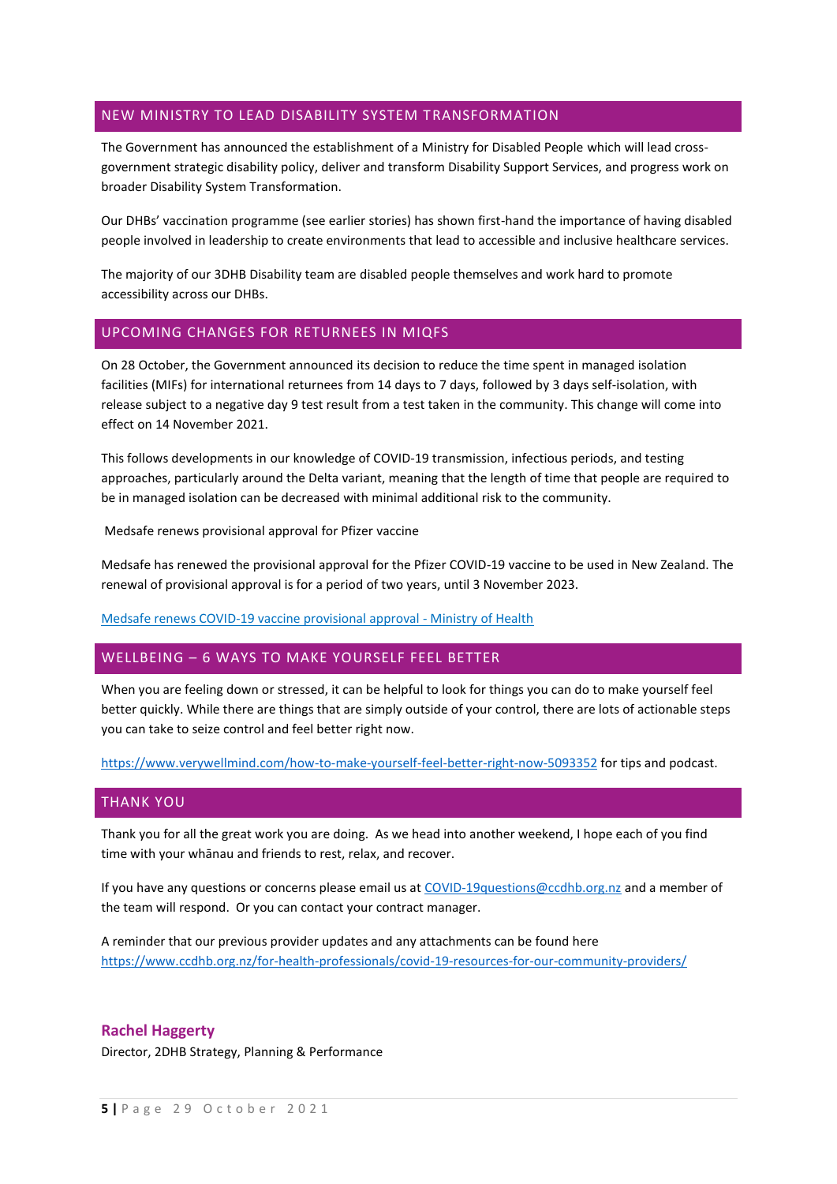## NEW MINISTRY TO LEAD DISABILITY SYSTEM TRANSFORMATION

The Government has announced the establishment of a Ministry for Disabled People which will lead cross-government strategic disability policy, deliver and transform Disability Support Services, and progress work on broader Disability System Transformation.

Our DHBs' vaccination programme (see earlier stories) has shown first-hand the importance of having disabled people involved in leadership to create environments that lead to accessible and inclusive healthcare services.

The majority of our 3DHB Disability team are disabled people themselves and work hard to promote accessibility across our DHBs.

## UPCOMING CHANGES FOR RETURNEES IN MIQFS

On 28 October, the Government announced its decision to reduce the time spent in managed isolation facilities (MIFs) for international returnees from 14 days to 7 days, followed by 3 days self-isolation, with release subject to a negative day 9 test result from a test taken in the community. This change will come into effect on 14 November 2021.

This follows developments in our knowledge of COVID-19 transmission, infectious periods, and testing approaches, particularly around the Delta variant, meaning that the length of time that people are required to be in managed isolation can be decreased with minimal additional risk to the community.

Medsafe renews provisional approval for Pfizer vaccine

Medsafe has renewed the provisional approval for the Pfizer COVID-19 vaccine to be used in New Zealand. The renewal of provisional approval is for a period of two years, until 3 November 2023.

[Medsafe renews COVID-19 vaccine provisional approval - Ministry of Health]

## WELLBEING – 6 WAYS TO MAKE YOURSELF FEEL BETTER

When you are feeling down or stressed, it can be helpful to look for things you can do to make yourself feel better quickly. While there are things that are simply outside of your control, there are lots of actionable steps you can take to seize control and feel better right now.

https://www.verywellmind.com/how-to-make-yourself-feel-better-right-now-5093352 for tips and podcast.

## THANK YOU

Thank you for all the great work you are doing. As we head into another weekend, I hope each of you find time with your whānau and friends to rest, relax, and recover.

If you have any questions or concerns please email us at COVID-19questions@ccdhb.org.nz and a member of the team will respond. Or you can contact your contract manager.

A reminder that our previous provider updates and any attachments can be found here https://www.ccdhb.org.nz/for-health-professionals/covid-19-resources-for-our-community-providers/

**Rachel Haggerty**
Director, 2DHB Strategy, Planning & Performance